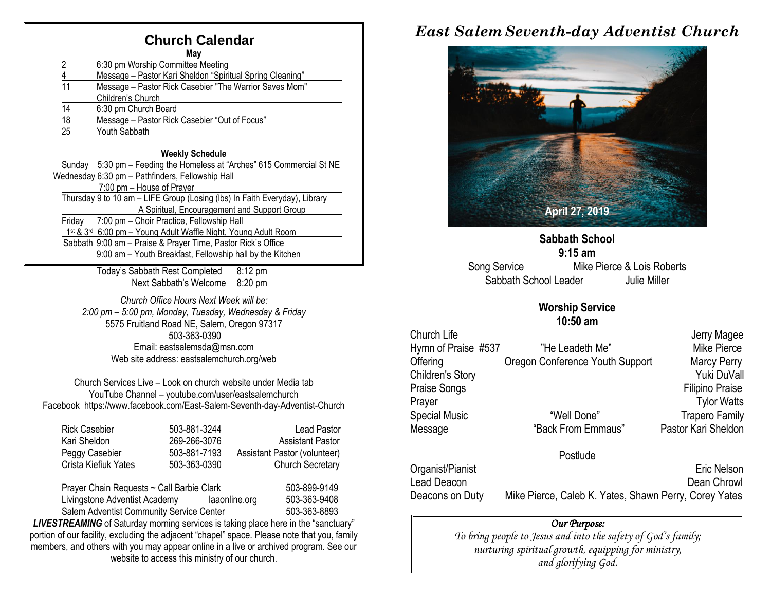## Church Calendar

**May**

| | |
|---|---|
| 2 | 6:30 pm Worship Committee Meeting |
| 4 | Message – Pastor Kari Sheldon "Spiritual Spring Cleaning" |
| 11 | Message – Pastor Rick Casebier "The Warrior Saves Mom" Children's Church |
| 14 | 6:30 pm Church Board |
| 18 | Message – Pastor Rick Casebier "Out of Focus" |
| 25 | Youth Sabbath |

**Weekly Schedule**

Sunday 5:30 pm – Feeding the Homeless at "Arches" 615 Commercial St NE

Wednesday 6:30 pm – Pathfinders, Fellowship Hall
7:00 pm – House of Prayer

Thursday 9 to 10 am – LIFE Group (Losing (lbs) In Faith Everyday), Library
A Spiritual, Encouragement and Support Group

Friday 7:00 pm – Choir Practice, Fellowship Hall
1st & 3rd 6:00 pm – Young Adult Waffle Night, Young Adult Room

Sabbath 9:00 am – Praise & Prayer Time, Pastor Rick's Office
9:00 am – Youth Breakfast, Fellowship hall by the Kitchen

Today's Sabbath Rest Completed 8:12 pm
Next Sabbath's Welcome 8:20 pm

*Church Office Hours Next Week will be:*
*2:00 pm – 5:00 pm, Monday, Tuesday, Wednesday & Friday*
5575 Fruitland Road NE, Salem, Oregon 97317
503-363-0390
Email: eastsalemsda@msn.com
Web site address: eastsalemchurch.org/web

Church Services Live – Look on church website under Media tab
YouTube Channel – youtube.com/user/eastsalemchurch
Facebook https://www.facebook.com/East-Salem-Seventh-day-Adventist-Church

| | | |
|---|---|---|
| Rick Casebier | 503-881-3244 | Lead Pastor |
| Kari Sheldon | 269-266-3076 | Assistant Pastor |
| Peggy Casebier | 503-881-7193 | Assistant Pastor (volunteer) |
| Crista Kiefiuk Yates | 503-363-0390 | Church Secretary |

| | | |
|---|---|---|
| Prayer Chain Requests ~ Call Barbie Clark | | 503-899-9149 |
| Livingstone Adventist Academy | laaonline.org | 503-363-9408 |
| Salem Adventist Community Service Center | | 503-363-8893 |

***LIVESTREAMING*** of Saturday morning services is taking place here in the "sanctuary" portion of our facility, excluding the adjacent "chapel" space. Please note that you, family members, and others with you may appear online in a live or archived program. See our website to access this ministry of our church.

# *East Salem Seventh-day Adventist Church*

April 27, 2019

**Sabbath School**
**9:15 am**

Song Service Mike Pierce & Lois Roberts
Sabbath School Leader Julie Miller

**Worship Service**
**10:50 am**

| | | |
|---|---|---|
| Church Life | | Jerry Magee |
| Hymn of Praise #537 | "He Leadeth Me" | Mike Pierce |
| Offering | Oregon Conference Youth Support | Marcy Perry |
| Children's Story | | Yuki DuVall |
| Praise Songs | | Filipino Praise |
| Prayer | | Tylor Watts |
| Special Music | "Well Done" | Trapero Family |
| Message | "Back From Emmaus" | Pastor Kari Sheldon |

Postlude

| | |
|---|---|
| Organist/Pianist | Eric Nelson |
| Lead Deacon | Dean Chrowl |
| Deacons on Duty | Mike Pierce, Caleb K. Yates, Shawn Perry, Corey Yates |

***Our Purpose:***
*To bring people to Jesus and into the safety of God's family; nurturing spiritual growth, equipping for ministry, and glorifying God.*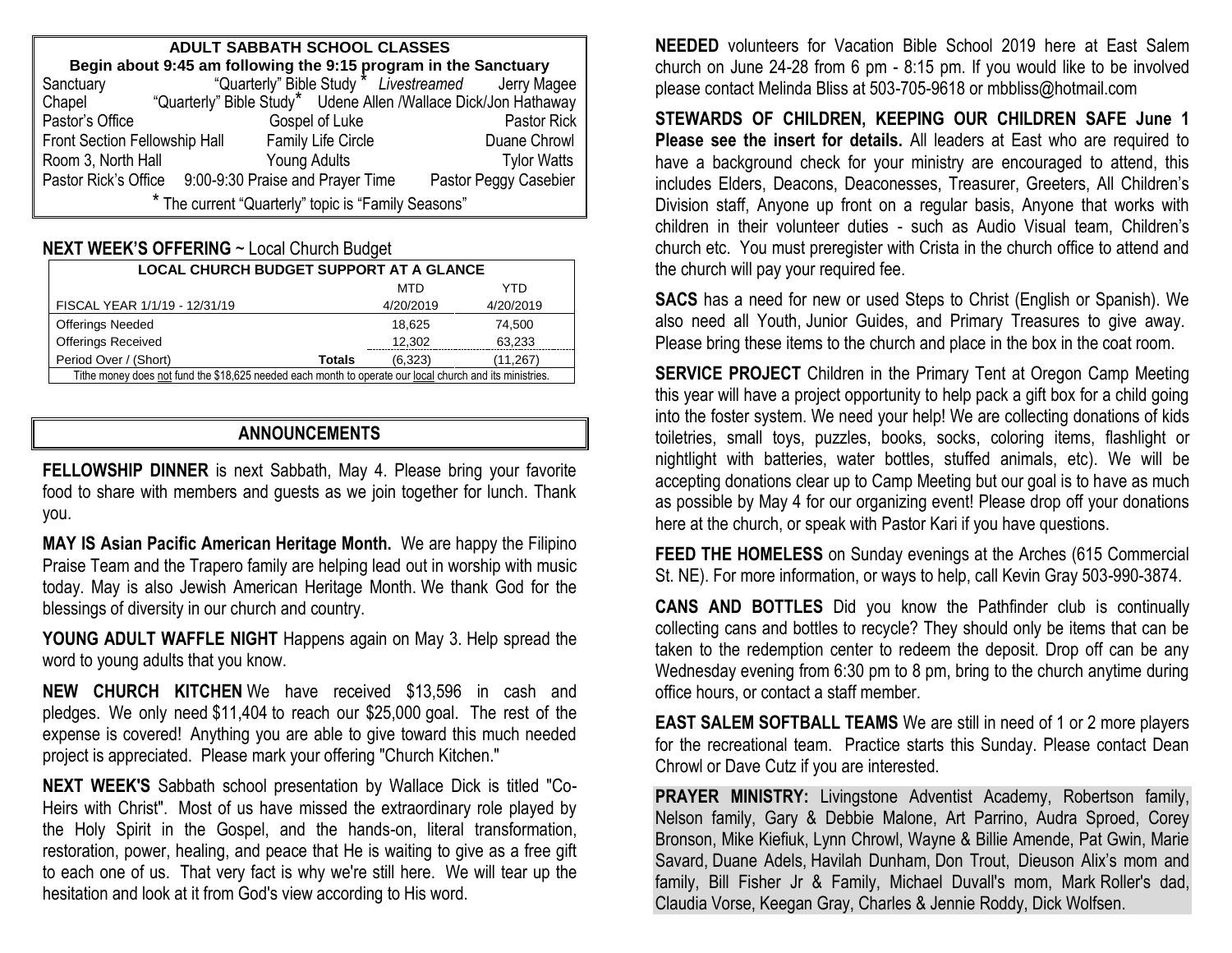## ADULT SABBATH SCHOOL CLASSES

**Begin about 9:45 am following the 9:15 program in the Sanctuary**

| Location | Class | Leader |
|---|---|---|
| Sanctuary | "Quarterly" Bible Study * *Livestreamed* | Jerry Magee |
| Chapel | "Quarterly" Bible Study* | Udene Allen /Wallace Dick/Jon Hathaway |
| Pastor's Office | Gospel of Luke | Pastor Rick |
| Front Section Fellowship Hall | Family Life Circle | Duane Chrowl |
| Room 3, North Hall | Young Adults | Tylor Watts |
| Pastor Rick's Office | 9:00-9:30 Praise and Prayer Time | Pastor Peggy Casebier |

* The current "Quarterly" topic is "Family Seasons"

**NEXT WEEK'S OFFERING** ~ Local Church Budget

| LOCAL CHURCH BUDGET SUPPORT AT A GLANCE | | | |
|---|---|---|---|
| | | MTD | YTD |
| FISCAL YEAR 1/1/19 - 12/31/19 | | 4/20/2019 | 4/20/2019 |
| Offerings Needed | | 18,625 | 74,500 |
| Offerings Received | | 12,302 | 63,233 |
| Period Over / (Short) | Totals | (6,323) | (11,267) |

Tithe money does not fund the $18,625 needed each month to operate our local church and its ministries.

## ANNOUNCEMENTS

**FELLOWSHIP DINNER** is next Sabbath, May 4. Please bring your favorite food to share with members and guests as we join together for lunch. Thank you.

**MAY IS Asian Pacific American Heritage Month.** We are happy the Filipino Praise Team and the Trapero family are helping lead out in worship with music today. May is also Jewish American Heritage Month. We thank God for the blessings of diversity in our church and country.

**YOUNG ADULT WAFFLE NIGHT** Happens again on May 3. Help spread the word to young adults that you know.

**NEW CHURCH KITCHEN** We have received $13,596 in cash and pledges. We only need $11,404 to reach our $25,000 goal. The rest of the expense is covered! Anything you are able to give toward this much needed project is appreciated. Please mark your offering "Church Kitchen."

**NEXT WEEK'S** Sabbath school presentation by Wallace Dick is titled "Co-Heirs with Christ". Most of us have missed the extraordinary role played by the Holy Spirit in the Gospel, and the hands-on, literal transformation, restoration, power, healing, and peace that He is waiting to give as a free gift to each one of us. That very fact is why we're still here. We will tear up the hesitation and look at it from God's view according to His word.

**NEEDED** volunteers for Vacation Bible School 2019 here at East Salem church on June 24-28 from 6 pm - 8:15 pm. If you would like to be involved please contact Melinda Bliss at 503-705-9618 or mbbliss@hotmail.com

**STEWARDS OF CHILDREN, KEEPING OUR CHILDREN SAFE June 1 Please see the insert for details.** All leaders at East who are required to have a background check for your ministry are encouraged to attend, this includes Elders, Deacons, Deaconesses, Treasurer, Greeters, All Children's Division staff, Anyone up front on a regular basis, Anyone that works with children in their volunteer duties - such as Audio Visual team, Children's church etc. You must preregister with Crista in the church office to attend and the church will pay your required fee.

**SACS** has a need for new or used Steps to Christ (English or Spanish). We also need all Youth, Junior Guides, and Primary Treasures to give away. Please bring these items to the church and place in the box in the coat room.

**SERVICE PROJECT** Children in the Primary Tent at Oregon Camp Meeting this year will have a project opportunity to help pack a gift box for a child going into the foster system. We need your help! We are collecting donations of kids toiletries, small toys, puzzles, books, socks, coloring items, flashlight or nightlight with batteries, water bottles, stuffed animals, etc). We will be accepting donations clear up to Camp Meeting but our goal is to have as much as possible by May 4 for our organizing event! Please drop off your donations here at the church, or speak with Pastor Kari if you have questions.

**FEED THE HOMELESS** on Sunday evenings at the Arches (615 Commercial St. NE). For more information, or ways to help, call Kevin Gray 503-990-3874.

**CANS AND BOTTLES** Did you know the Pathfinder club is continually collecting cans and bottles to recycle? They should only be items that can be taken to the redemption center to redeem the deposit. Drop off can be any Wednesday evening from 6:30 pm to 8 pm, bring to the church anytime during office hours, or contact a staff member.

**EAST SALEM SOFTBALL TEAMS** We are still in need of 1 or 2 more players for the recreational team. Practice starts this Sunday. Please contact Dean Chrowl or Dave Cutz if you are interested.

**PRAYER MINISTRY:** Livingstone Adventist Academy, Robertson family, Nelson family, Gary & Debbie Malone, Art Parrino, Audra Sproed, Corey Bronson, Mike Kiefiuk, Lynn Chrowl, Wayne & Billie Amende, Pat Gwin, Marie Savard, Duane Adels, Havilah Dunham, Don Trout, Dieuson Alix's mom and family, Bill Fisher Jr & Family, Michael Duvall's mom, Mark Roller's dad, Claudia Vorse, Keegan Gray, Charles & Jennie Roddy, Dick Wolfsen.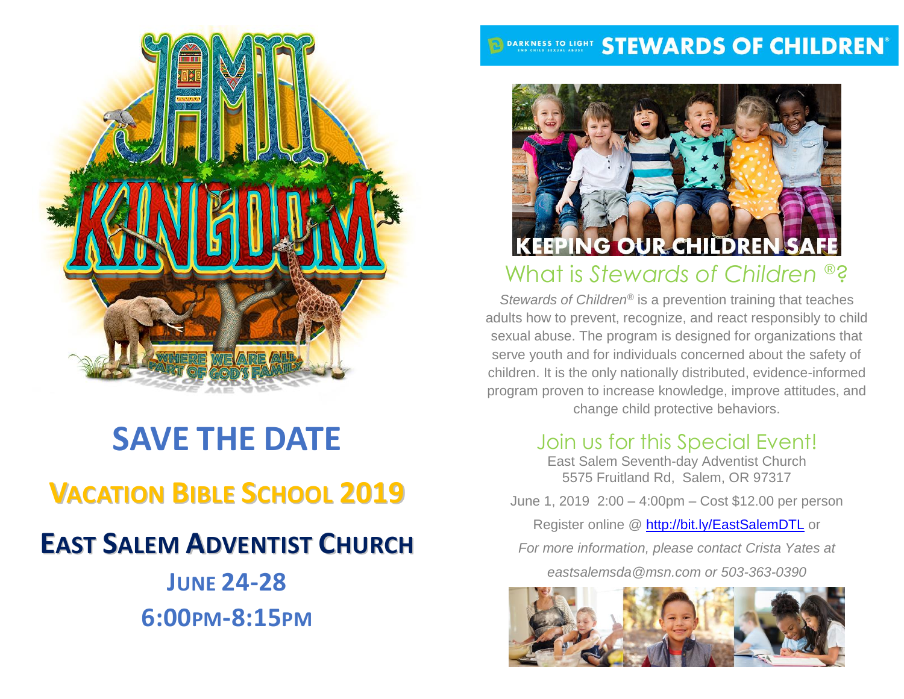# SAVE THE DATE

## VACATION BIBLE SCHOOL 2019

## EAST SALEM ADVENTIST CHURCH

**JUNE 24-28**

**6:00PM-8:15PM**

DARKNESS TO LIGHT END CHILD SEXUAL ABUSE **STEWARDS OF CHILDREN®**

KEEPING OUR CHILDREN SAFE

## What is *Stewards of Children* ®?

*Stewards of Children*® is a prevention training that teaches adults how to prevent, recognize, and react responsibly to child sexual abuse. The program is designed for organizations that serve youth and for individuals concerned about the safety of children. It is the only nationally distributed, evidence-informed program proven to increase knowledge, improve attitudes, and change child protective behaviors.

## Join us for this Special Event!

East Salem Seventh-day Adventist Church
5575 Fruitland Rd, Salem, OR 97317

June 1, 2019 2:00 – 4:00pm – Cost $12.00 per person

Register online @ http://bit.ly/EastSalemDTL or

*For more information, please contact Crista Yates at eastsalemsda@msn.com or 503-363-0390*